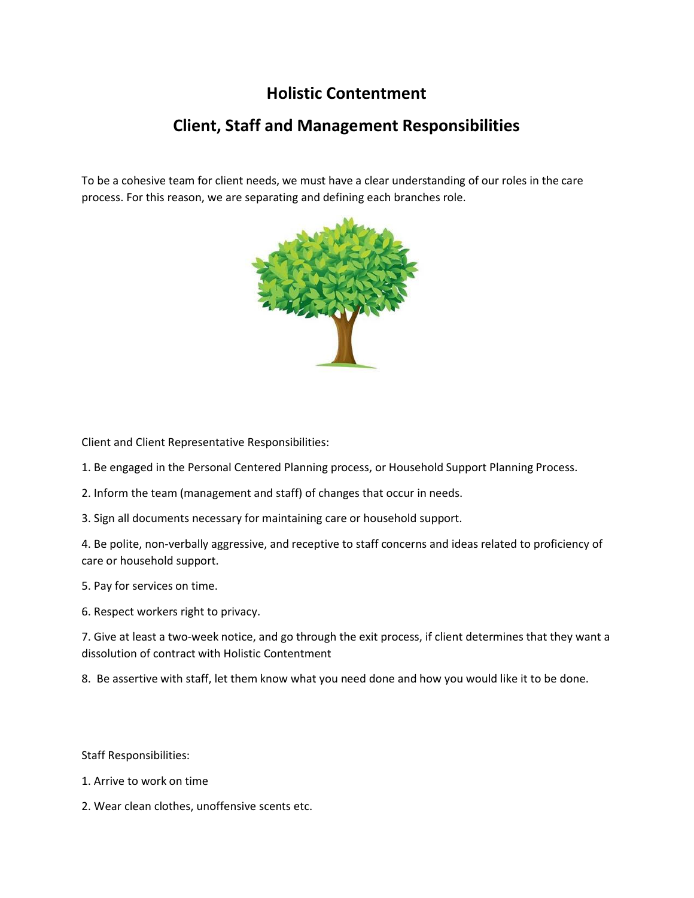# Holistic Contentment

## Client, Staff and Management Responsibilities

To be a cohesive team for client needs, we must have a clear understanding of our roles in the care process. For this reason, we are separating and defining each branches role.

Client and Client Representative Responsibilities:

1. Be engaged in the Personal Centered Planning process, or Household Support Planning Process.
2. Inform the team (management and staff) of changes that occur in needs.
3. Sign all documents necessary for maintaining care or household support.
4. Be polite, non-verbally aggressive, and receptive to staff concerns and ideas related to proficiency of care or household support.
5. Pay for services on time.
6. Respect workers right to privacy.
7. Give at least a two-week notice, and go through the exit process, if client determines that they want a dissolution of contract with Holistic Contentment
8. Be assertive with staff, let them know what you need done and how you would like it to be done.

Staff Responsibilities:

1. Arrive to work on time
2. Wear clean clothes, unoffensive scents etc.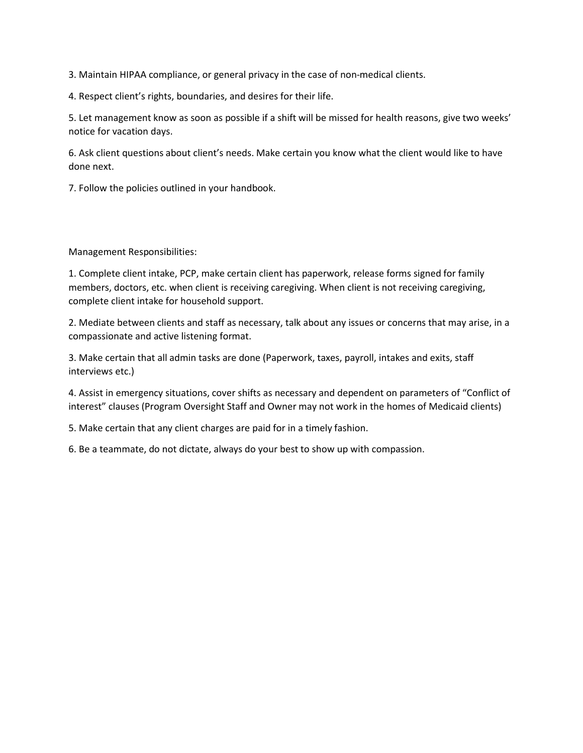3. Maintain HIPAA compliance, or general privacy in the case of non-medical clients.

4. Respect client's rights, boundaries, and desires for their life.

5. Let management know as soon as possible if a shift will be missed for health reasons, give two weeks' notice for vacation days.

6. Ask client questions about client's needs. Make certain you know what the client would like to have done next.

7. Follow the policies outlined in your handbook.

Management Responsibilities:

1. Complete client intake, PCP, make certain client has paperwork, release forms signed for family members, doctors, etc. when client is receiving caregiving. When client is not receiving caregiving, complete client intake for household support.

2. Mediate between clients and staff as necessary, talk about any issues or concerns that may arise, in a compassionate and active listening format.

3. Make certain that all admin tasks are done (Paperwork, taxes, payroll, intakes and exits, staff interviews etc.)

4. Assist in emergency situations, cover shifts as necessary and dependent on parameters of "Conflict of interest" clauses (Program Oversight Staff and Owner may not work in the homes of Medicaid clients)

5. Make certain that any client charges are paid for in a timely fashion.

6. Be a teammate, do not dictate, always do your best to show up with compassion.